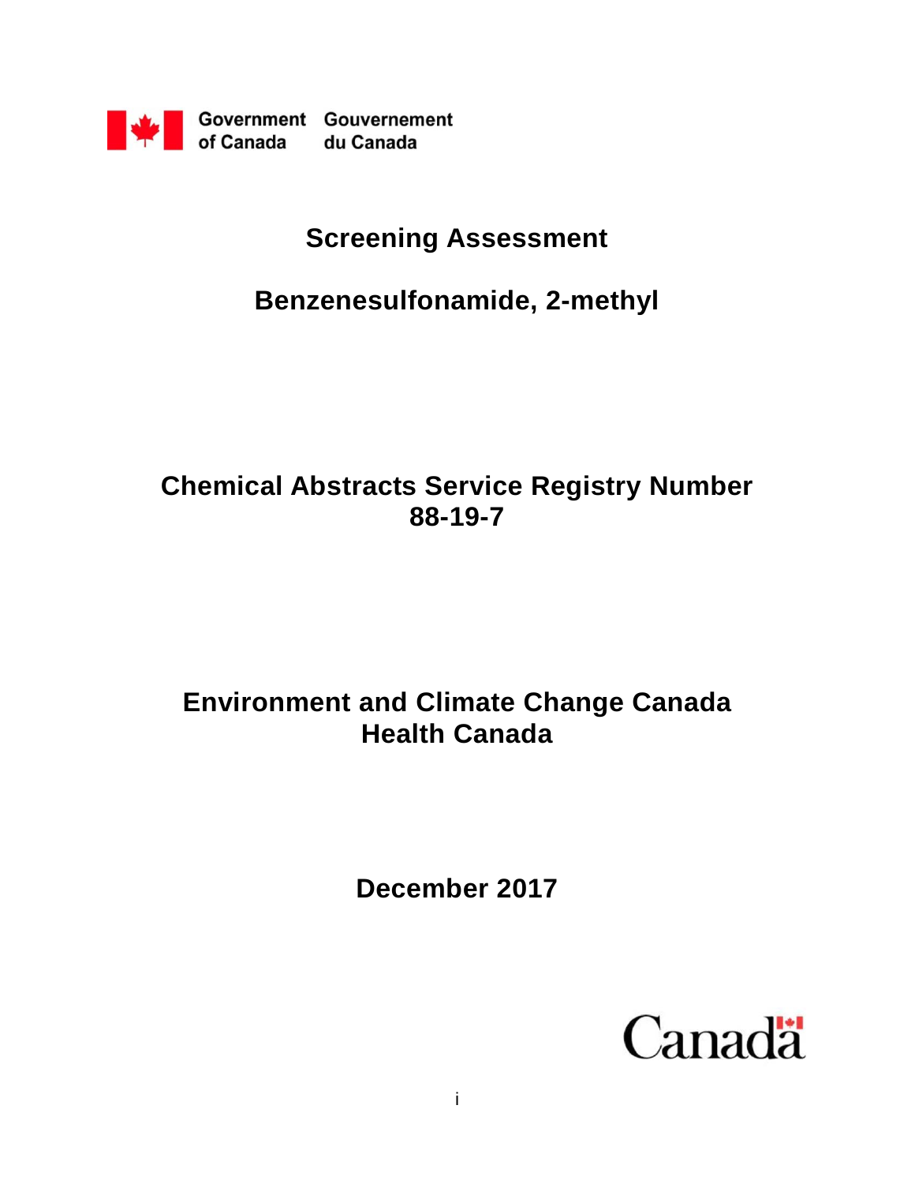Government of Canada Gouvernement du Canada

# Screening Assessment

## Benzenesulfonamide, 2-methyl

## Chemical Abstracts Service Registry Number 88-19-7

## Environment and Climate Change Canada Health Canada

## December 2017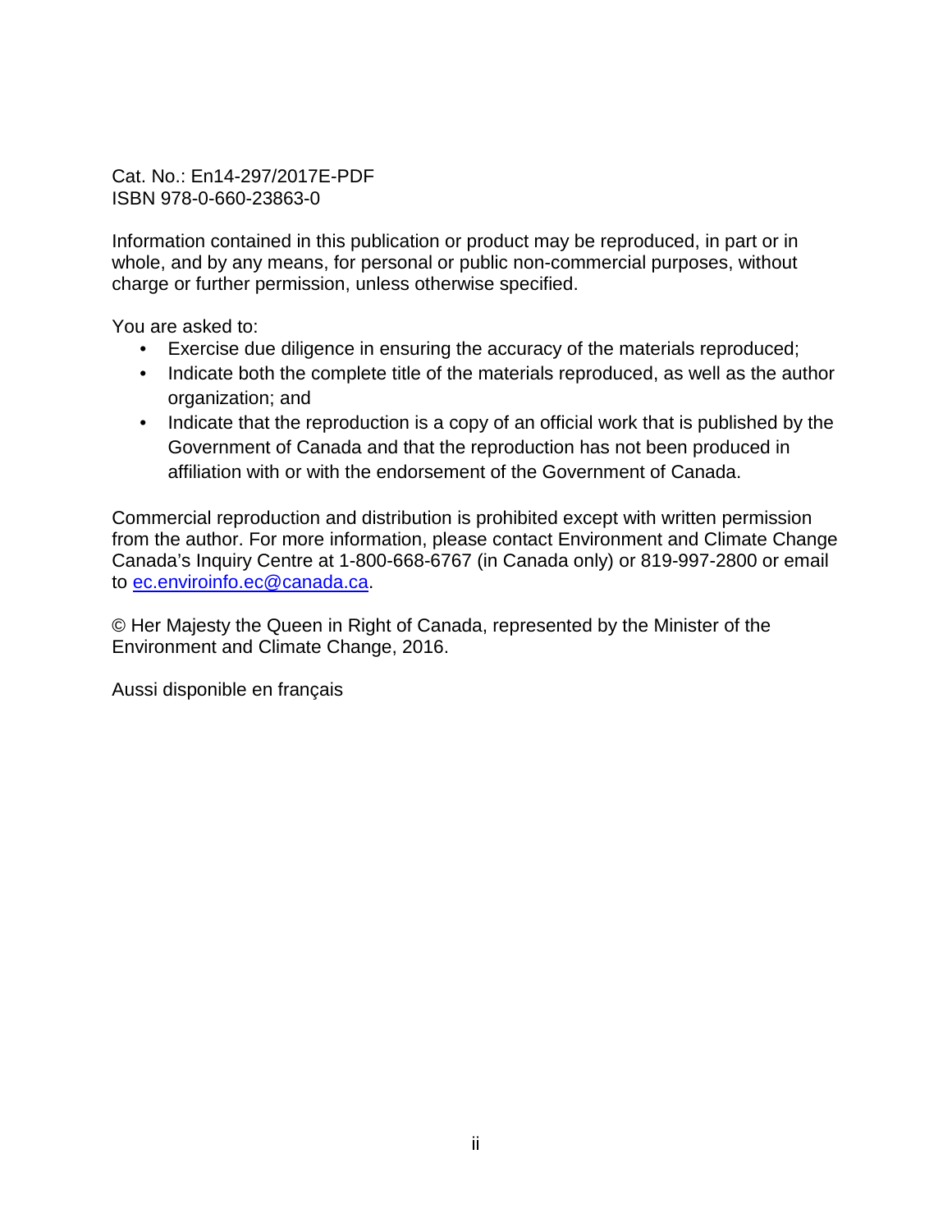Cat. No.: En14-297/2017E-PDF
ISBN 978-0-660-23863-0

Information contained in this publication or product may be reproduced, in part or in whole, and by any means, for personal or public non-commercial purposes, without charge or further permission, unless otherwise specified.

You are asked to:

- Exercise due diligence in ensuring the accuracy of the materials reproduced;
- Indicate both the complete title of the materials reproduced, as well as the author organization; and
- Indicate that the reproduction is a copy of an official work that is published by the Government of Canada and that the reproduction has not been produced in affiliation with or with the endorsement of the Government of Canada.

Commercial reproduction and distribution is prohibited except with written permission from the author. For more information, please contact Environment and Climate Change Canada's Inquiry Centre at 1-800-668-6767 (in Canada only) or 819-997-2800 or email to ec.enviroinfo.ec@canada.ca.

© Her Majesty the Queen in Right of Canada, represented by the Minister of the Environment and Climate Change, 2016.

Aussi disponible en français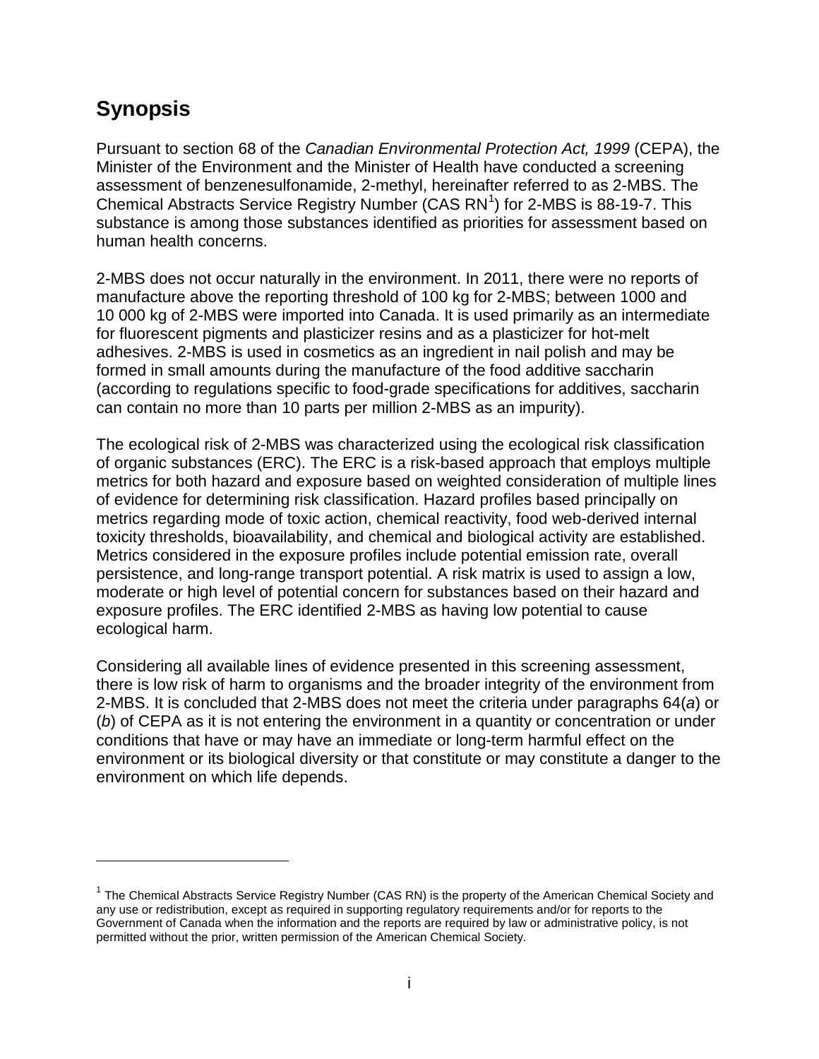## Synopsis

Pursuant to section 68 of the *Canadian Environmental Protection Act, 1999* (CEPA), the Minister of the Environment and the Minister of Health have conducted a screening assessment of benzenesulfonamide, 2-methyl, hereinafter referred to as 2-MBS. The Chemical Abstracts Service Registry Number (CAS RN[1]) for 2-MBS is 88-19-7. This substance is among those substances identified as priorities for assessment based on human health concerns.

2-MBS does not occur naturally in the environment. In 2011, there were no reports of manufacture above the reporting threshold of 100 kg for 2-MBS; between 1000 and 10 000 kg of 2-MBS were imported into Canada. It is used primarily as an intermediate for fluorescent pigments and plasticizer resins and as a plasticizer for hot-melt adhesives. 2-MBS is used in cosmetics as an ingredient in nail polish and may be formed in small amounts during the manufacture of the food additive saccharin (according to regulations specific to food-grade specifications for additives, saccharin can contain no more than 10 parts per million 2-MBS as an impurity).

The ecological risk of 2-MBS was characterized using the ecological risk classification of organic substances (ERC). The ERC is a risk-based approach that employs multiple metrics for both hazard and exposure based on weighted consideration of multiple lines of evidence for determining risk classification. Hazard profiles based principally on metrics regarding mode of toxic action, chemical reactivity, food web-derived internal toxicity thresholds, bioavailability, and chemical and biological activity are established. Metrics considered in the exposure profiles include potential emission rate, overall persistence, and long-range transport potential. A risk matrix is used to assign a low, moderate or high level of potential concern for substances based on their hazard and exposure profiles. The ERC identified 2-MBS as having low potential to cause ecological harm.

Considering all available lines of evidence presented in this screening assessment, there is low risk of harm to organisms and the broader integrity of the environment from 2-MBS. It is concluded that 2-MBS does not meet the criteria under paragraphs 64(*a*) or (*b*) of CEPA as it is not entering the environment in a quantity or concentration or under conditions that have or may have an immediate or long-term harmful effect on the environment or its biological diversity or that constitute or may constitute a danger to the environment on which life depends.

---

[1] The Chemical Abstracts Service Registry Number (CAS RN) is the property of the American Chemical Society and any use or redistribution, except as required in supporting regulatory requirements and/or for reports to the Government of Canada when the information and the reports are required by law or administrative policy, is not permitted without the prior, written permission of the American Chemical Society.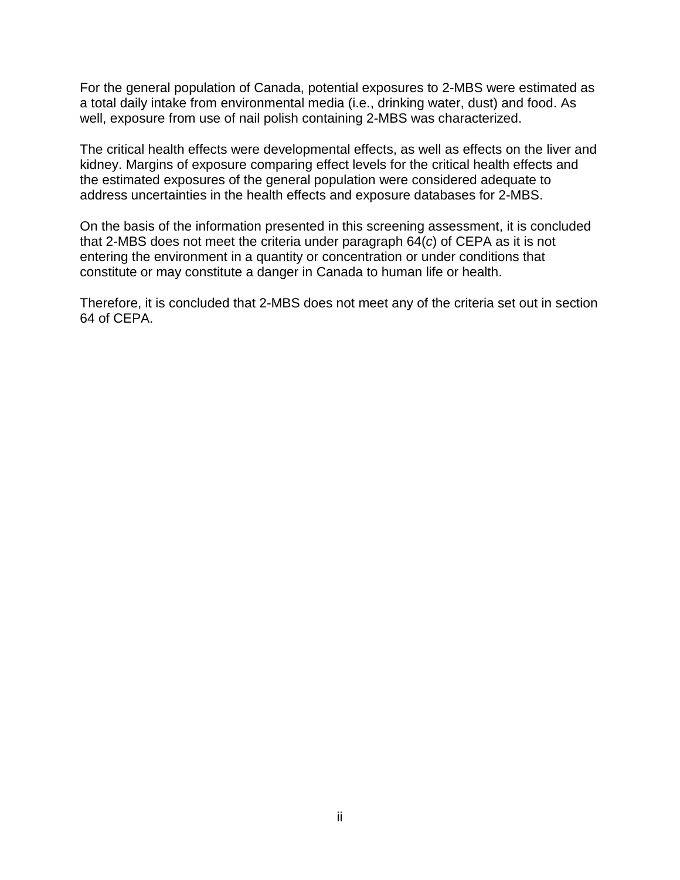For the general population of Canada, potential exposures to 2-MBS were estimated as a total daily intake from environmental media (i.e., drinking water, dust) and food. As well, exposure from use of nail polish containing 2-MBS was characterized.

The critical health effects were developmental effects, as well as effects on the liver and kidney. Margins of exposure comparing effect levels for the critical health effects and the estimated exposures of the general population were considered adequate to address uncertainties in the health effects and exposure databases for 2-MBS.

On the basis of the information presented in this screening assessment, it is concluded that 2-MBS does not meet the criteria under paragraph 64(*c*) of CEPA as it is not entering the environment in a quantity or concentration or under conditions that constitute or may constitute a danger in Canada to human life or health.

Therefore, it is concluded that 2-MBS does not meet any of the criteria set out in section 64 of CEPA.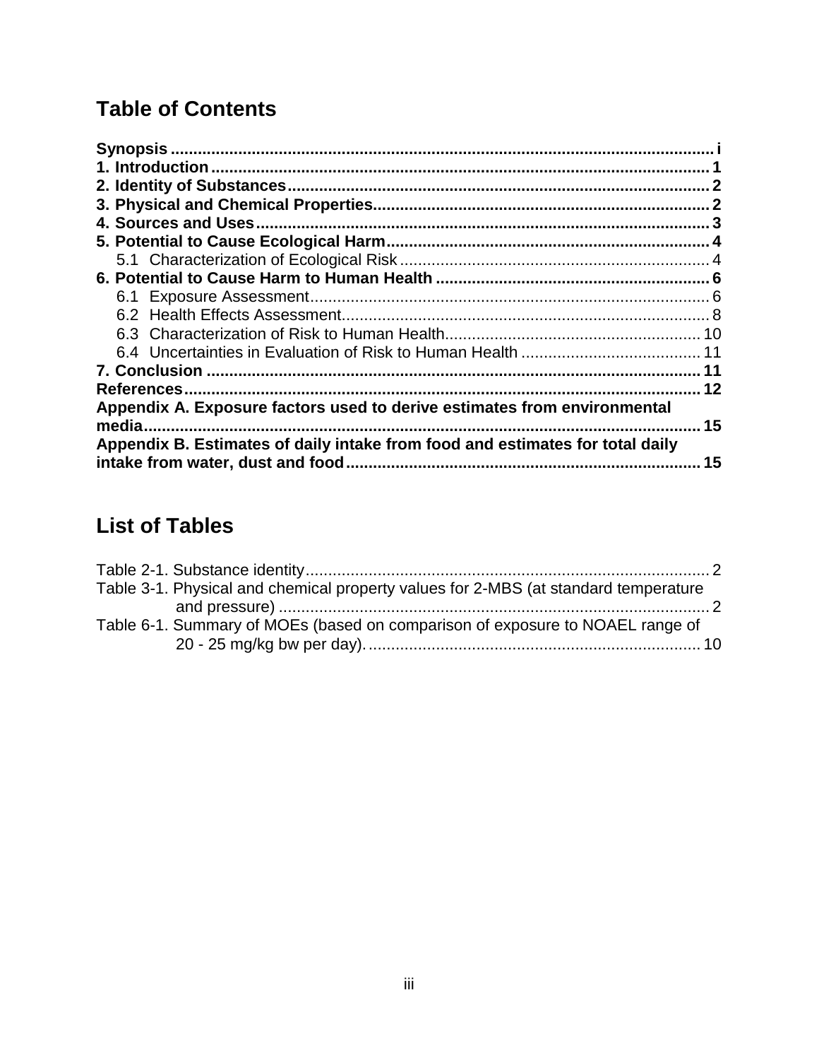# Table of Contents

**Synopsis** ........................................................................................................ **i**
**1. Introduction** ................................................................................................. **1**
**2. Identity of Substances** ............................................................................... **2**
**3. Physical and Chemical Properties** ............................................................ **2**
**4. Sources and Uses** ....................................................................................... **3**
**5. Potential to Cause Ecological Harm** ......................................................... **4**
   5.1 Characterization of Ecological Risk ......................................................... 4
**6. Potential to Cause Harm to Human Health** .............................................. **6**
   6.1 Exposure Assessment ............................................................................. 6
   6.2 Health Effects Assessment ...................................................................... 8
   6.3 Characterization of Risk to Human Health ............................................. 10
   6.4 Uncertainties in Evaluation of Risk to Human Health ............................ 11
**7. Conclusion** ................................................................................................ **11**
**References** ................................................................................................... **12**
**Appendix A. Exposure factors used to derive estimates from environmental media** ............................................................................................................ **15**
**Appendix B. Estimates of daily intake from food and estimates for total daily intake from water, dust and food** ................................................................ **15**

# List of Tables

Table 2-1. Substance identity ................................................................................ 2
Table 3-1. Physical and chemical property values for 2-MBS (at standard temperature and pressure) ................................................................................................ 2
Table 6-1. Summary of MOEs (based on comparison of exposure to NOAEL range of 20 - 25 mg/kg bw per day). ......................................................................... 10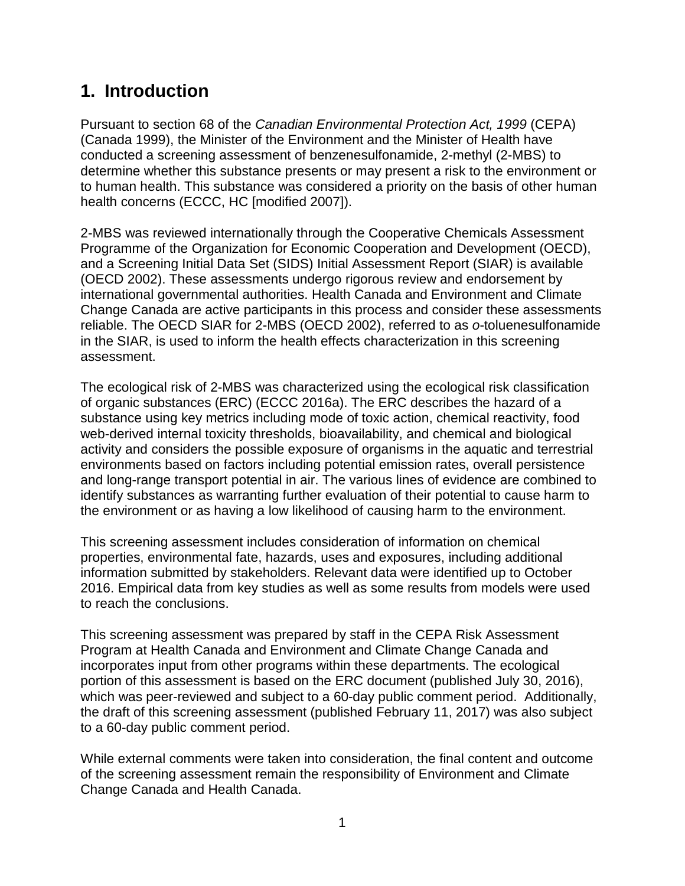# 1. Introduction

Pursuant to section 68 of the *Canadian Environmental Protection Act, 1999* (CEPA) (Canada 1999), the Minister of the Environment and the Minister of Health have conducted a screening assessment of benzenesulfonamide, 2-methyl (2-MBS) to determine whether this substance presents or may present a risk to the environment or to human health. This substance was considered a priority on the basis of other human health concerns (ECCC, HC [modified 2007]).

2-MBS was reviewed internationally through the Cooperative Chemicals Assessment Programme of the Organization for Economic Cooperation and Development (OECD), and a Screening Initial Data Set (SIDS) Initial Assessment Report (SIAR) is available (OECD 2002). These assessments undergo rigorous review and endorsement by international governmental authorities. Health Canada and Environment and Climate Change Canada are active participants in this process and consider these assessments reliable. The OECD SIAR for 2-MBS (OECD 2002), referred to as *o*-toluenesulfonamide in the SIAR, is used to inform the health effects characterization in this screening assessment.

The ecological risk of 2-MBS was characterized using the ecological risk classification of organic substances (ERC) (ECCC 2016a). The ERC describes the hazard of a substance using key metrics including mode of toxic action, chemical reactivity, food web-derived internal toxicity thresholds, bioavailability, and chemical and biological activity and considers the possible exposure of organisms in the aquatic and terrestrial environments based on factors including potential emission rates, overall persistence and long-range transport potential in air. The various lines of evidence are combined to identify substances as warranting further evaluation of their potential to cause harm to the environment or as having a low likelihood of causing harm to the environment.

This screening assessment includes consideration of information on chemical properties, environmental fate, hazards, uses and exposures, including additional information submitted by stakeholders. Relevant data were identified up to October 2016. Empirical data from key studies as well as some results from models were used to reach the conclusions.

This screening assessment was prepared by staff in the CEPA Risk Assessment Program at Health Canada and Environment and Climate Change Canada and incorporates input from other programs within these departments. The ecological portion of this assessment is based on the ERC document (published July 30, 2016), which was peer-reviewed and subject to a 60-day public comment period. Additionally, the draft of this screening assessment (published February 11, 2017) was also subject to a 60-day public comment period.

While external comments were taken into consideration, the final content and outcome of the screening assessment remain the responsibility of Environment and Climate Change Canada and Health Canada.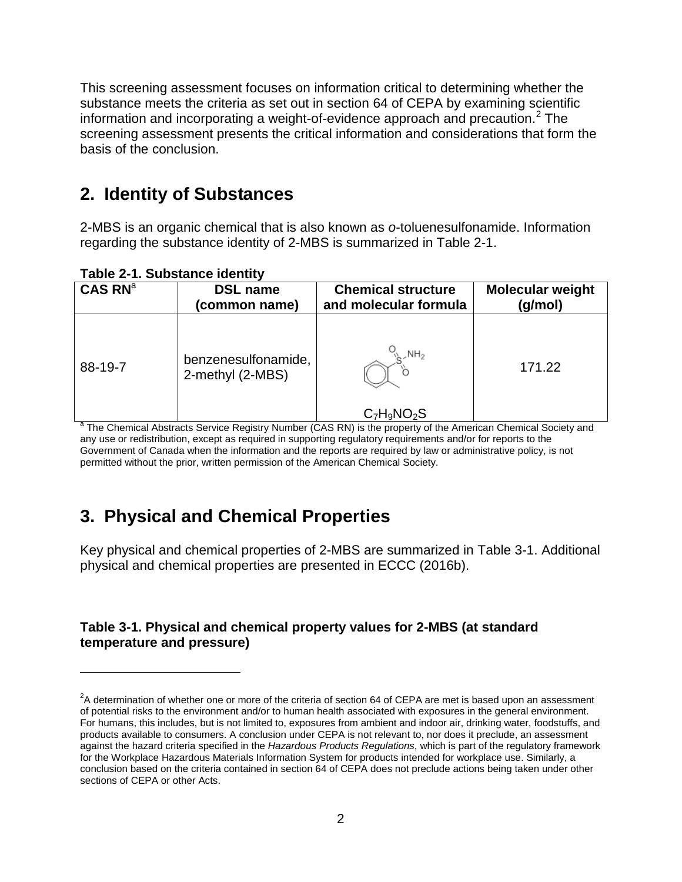This screening assessment focuses on information critical to determining whether the substance meets the criteria as set out in section 64 of CEPA by examining scientific information and incorporating a weight-of-evidence approach and precaution.[2] The screening assessment presents the critical information and considerations that form the basis of the conclusion.

## 2. Identity of Substances

2-MBS is an organic chemical that is also known as *o*-toluenesulfonamide. Information regarding the substance identity of 2-MBS is summarized in Table 2-1.

**Table 2-1. Substance identity**

| CAS RN[a] | DSL name (common name) | Chemical structure and molecular formula | Molecular weight (g/mol) |
|---|---|---|---|
| 88-19-7 | benzenesulfonamide, 2-methyl (2-MBS) | $C_7H_9NO_2S$ | 171.22 |

[a] The Chemical Abstracts Service Registry Number (CAS RN) is the property of the American Chemical Society and any use or redistribution, except as required in supporting regulatory requirements and/or for reports to the Government of Canada when the information and the reports are required by law or administrative policy, is not permitted without the prior, written permission of the American Chemical Society.

## 3. Physical and Chemical Properties

Key physical and chemical properties of 2-MBS are summarized in Table 3-1. Additional physical and chemical properties are presented in ECCC (2016b).

**Table 3-1. Physical and chemical property values for 2-MBS (at standard temperature and pressure)**

[2] A determination of whether one or more of the criteria of section 64 of CEPA are met is based upon an assessment of potential risks to the environment and/or to human health associated with exposures in the general environment. For humans, this includes, but is not limited to, exposures from ambient and indoor air, drinking water, foodstuffs, and products available to consumers. A conclusion under CEPA is not relevant to, nor does it preclude, an assessment against the hazard criteria specified in the *Hazardous Products Regulations*, which is part of the regulatory framework for the Workplace Hazardous Materials Information System for products intended for workplace use. Similarly, a conclusion based on the criteria contained in section 64 of CEPA does not preclude actions being taken under other sections of CEPA or other Acts.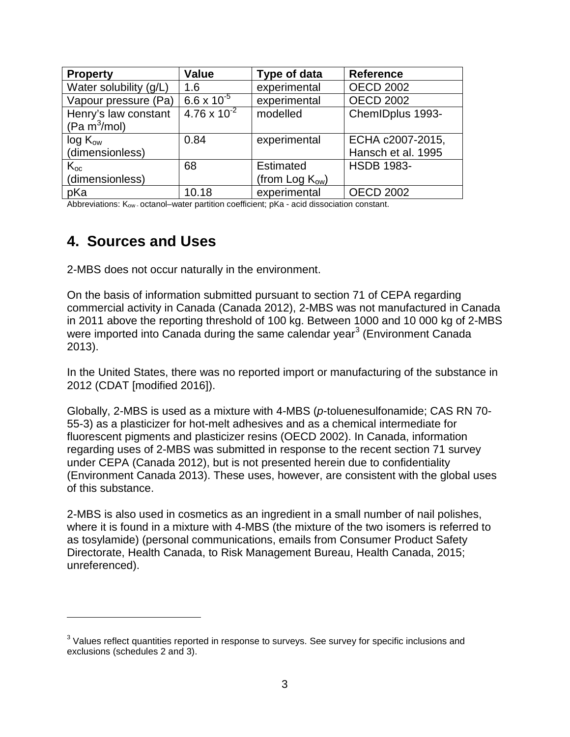| Property | Value | Type of data | Reference |
| --- | --- | --- | --- |
| Water solubility (g/L) | 1.6 | experimental | OECD 2002 |
| Vapour pressure (Pa) | $6.6 \times 10^{-5}$ | experimental | OECD 2002 |
| Henry's law constant (Pa $m^3$/mol) | $4.76 \times 10^{-2}$ | modelled | ChemIDplus 1993- |
| log $K_{ow}$ (dimensionless) | 0.84 | experimental | ECHA c2007-2015, Hansch et al. 1995 |
| $K_{oc}$ (dimensionless) | 68 | Estimated (from Log $K_{ow}$) | HSDB 1983- |
| pKa | 10.18 | experimental | OECD 2002 |

Abbreviations: $K_{ow}$ - octanol–water partition coefficient; pKa - acid dissociation constant.

## 4. Sources and Uses

2-MBS does not occur naturally in the environment.

On the basis of information submitted pursuant to section 71 of CEPA regarding commercial activity in Canada (Canada 2012), 2-MBS was not manufactured in Canada in 2011 above the reporting threshold of 100 kg. Between 1000 and 10 000 kg of 2-MBS were imported into Canada during the same calendar year[3] (Environment Canada 2013).

In the United States, there was no reported import or manufacturing of the substance in 2012 (CDAT [modified 2016]).

Globally, 2-MBS is used as a mixture with 4-MBS (*p*-toluenesulfonamide; CAS RN 70-55-3) as a plasticizer for hot-melt adhesives and as a chemical intermediate for fluorescent pigments and plasticizer resins (OECD 2002). In Canada, information regarding uses of 2-MBS was submitted in response to the recent section 71 survey under CEPA (Canada 2012), but is not presented herein due to confidentiality (Environment Canada 2013). These uses, however, are consistent with the global uses of this substance.

2-MBS is also used in cosmetics as an ingredient in a small number of nail polishes, where it is found in a mixture with 4-MBS (the mixture of the two isomers is referred to as tosylamide) (personal communications, emails from Consumer Product Safety Directorate, Health Canada, to Risk Management Bureau, Health Canada, 2015; unreferenced).

[3] Values reflect quantities reported in response to surveys. See survey for specific inclusions and exclusions (schedules 2 and 3).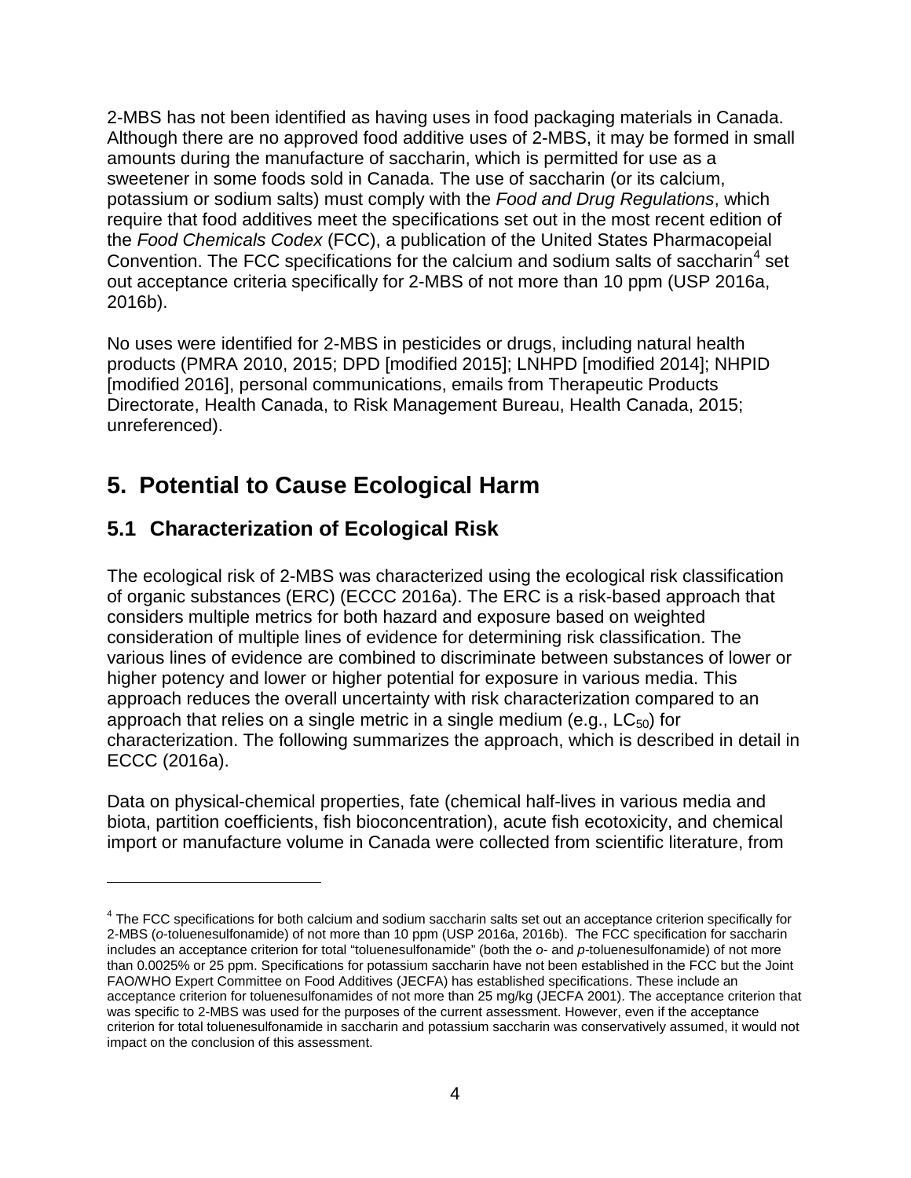2-MBS has not been identified as having uses in food packaging materials in Canada. Although there are no approved food additive uses of 2-MBS, it may be formed in small amounts during the manufacture of saccharin, which is permitted for use as a sweetener in some foods sold in Canada. The use of saccharin (or its calcium, potassium or sodium salts) must comply with the *Food and Drug Regulations*, which require that food additives meet the specifications set out in the most recent edition of the *Food Chemicals Codex* (FCC), a publication of the United States Pharmacopeial Convention. The FCC specifications for the calcium and sodium salts of saccharin[4] set out acceptance criteria specifically for 2-MBS of not more than 10 ppm (USP 2016a, 2016b).

No uses were identified for 2-MBS in pesticides or drugs, including natural health products (PMRA 2010, 2015; DPD [modified 2015]; LNHPD [modified 2014]; NHPID [modified 2016], personal communications, emails from Therapeutic Products Directorate, Health Canada, to Risk Management Bureau, Health Canada, 2015; unreferenced).

# 5. Potential to Cause Ecological Harm

## 5.1 Characterization of Ecological Risk

The ecological risk of 2-MBS was characterized using the ecological risk classification of organic substances (ERC) (ECCC 2016a). The ERC is a risk-based approach that considers multiple metrics for both hazard and exposure based on weighted consideration of multiple lines of evidence for determining risk classification. The various lines of evidence are combined to discriminate between substances of lower or higher potency and lower or higher potential for exposure in various media. This approach reduces the overall uncertainty with risk characterization compared to an approach that relies on a single metric in a single medium (e.g., $LC_{50}$) for characterization. The following summarizes the approach, which is described in detail in ECCC (2016a).

Data on physical-chemical properties, fate (chemical half-lives in various media and biota, partition coefficients, fish bioconcentration), acute fish ecotoxicity, and chemical import or manufacture volume in Canada were collected from scientific literature, from

---

[4] The FCC specifications for both calcium and sodium saccharin salts set out an acceptance criterion specifically for 2-MBS (*o*-toluenesulfonamide) of not more than 10 ppm (USP 2016a, 2016b). The FCC specification for saccharin includes an acceptance criterion for total "toluenesulfonamide" (both the *o*- and *p*-toluenesulfonamide) of not more than 0.0025% or 25 ppm. Specifications for potassium saccharin have not been established in the FCC but the Joint FAO/WHO Expert Committee on Food Additives (JECFA) has established specifications. These include an acceptance criterion for toluenesulfonamides of not more than 25 mg/kg (JECFA 2001). The acceptance criterion that was specific to 2-MBS was used for the purposes of the current assessment. However, even if the acceptance criterion for total toluenesulfonamide in saccharin and potassium saccharin was conservatively assumed, it would not impact on the conclusion of this assessment.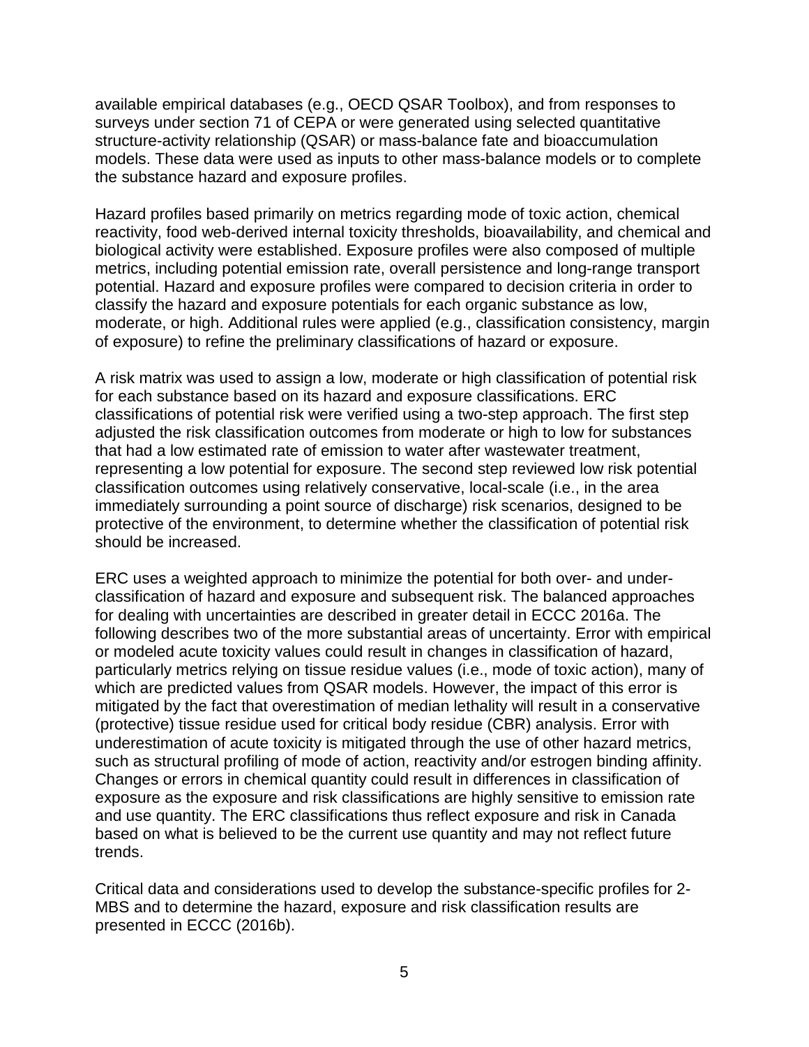available empirical databases (e.g., OECD QSAR Toolbox), and from responses to surveys under section 71 of CEPA or were generated using selected quantitative structure-activity relationship (QSAR) or mass-balance fate and bioaccumulation models. These data were used as inputs to other mass-balance models or to complete the substance hazard and exposure profiles.

Hazard profiles based primarily on metrics regarding mode of toxic action, chemical reactivity, food web-derived internal toxicity thresholds, bioavailability, and chemical and biological activity were established. Exposure profiles were also composed of multiple metrics, including potential emission rate, overall persistence and long-range transport potential. Hazard and exposure profiles were compared to decision criteria in order to classify the hazard and exposure potentials for each organic substance as low, moderate, or high. Additional rules were applied (e.g., classification consistency, margin of exposure) to refine the preliminary classifications of hazard or exposure.

A risk matrix was used to assign a low, moderate or high classification of potential risk for each substance based on its hazard and exposure classifications. ERC classifications of potential risk were verified using a two-step approach. The first step adjusted the risk classification outcomes from moderate or high to low for substances that had a low estimated rate of emission to water after wastewater treatment, representing a low potential for exposure. The second step reviewed low risk potential classification outcomes using relatively conservative, local-scale (i.e., in the area immediately surrounding a point source of discharge) risk scenarios, designed to be protective of the environment, to determine whether the classification of potential risk should be increased.

ERC uses a weighted approach to minimize the potential for both over- and under-classification of hazard and exposure and subsequent risk. The balanced approaches for dealing with uncertainties are described in greater detail in ECCC 2016a. The following describes two of the more substantial areas of uncertainty. Error with empirical or modeled acute toxicity values could result in changes in classification of hazard, particularly metrics relying on tissue residue values (i.e., mode of toxic action), many of which are predicted values from QSAR models. However, the impact of this error is mitigated by the fact that overestimation of median lethality will result in a conservative (protective) tissue residue used for critical body residue (CBR) analysis. Error with underestimation of acute toxicity is mitigated through the use of other hazard metrics, such as structural profiling of mode of action, reactivity and/or estrogen binding affinity. Changes or errors in chemical quantity could result in differences in classification of exposure as the exposure and risk classifications are highly sensitive to emission rate and use quantity. The ERC classifications thus reflect exposure and risk in Canada based on what is believed to be the current use quantity and may not reflect future trends.

Critical data and considerations used to develop the substance-specific profiles for 2-MBS and to determine the hazard, exposure and risk classification results are presented in ECCC (2016b).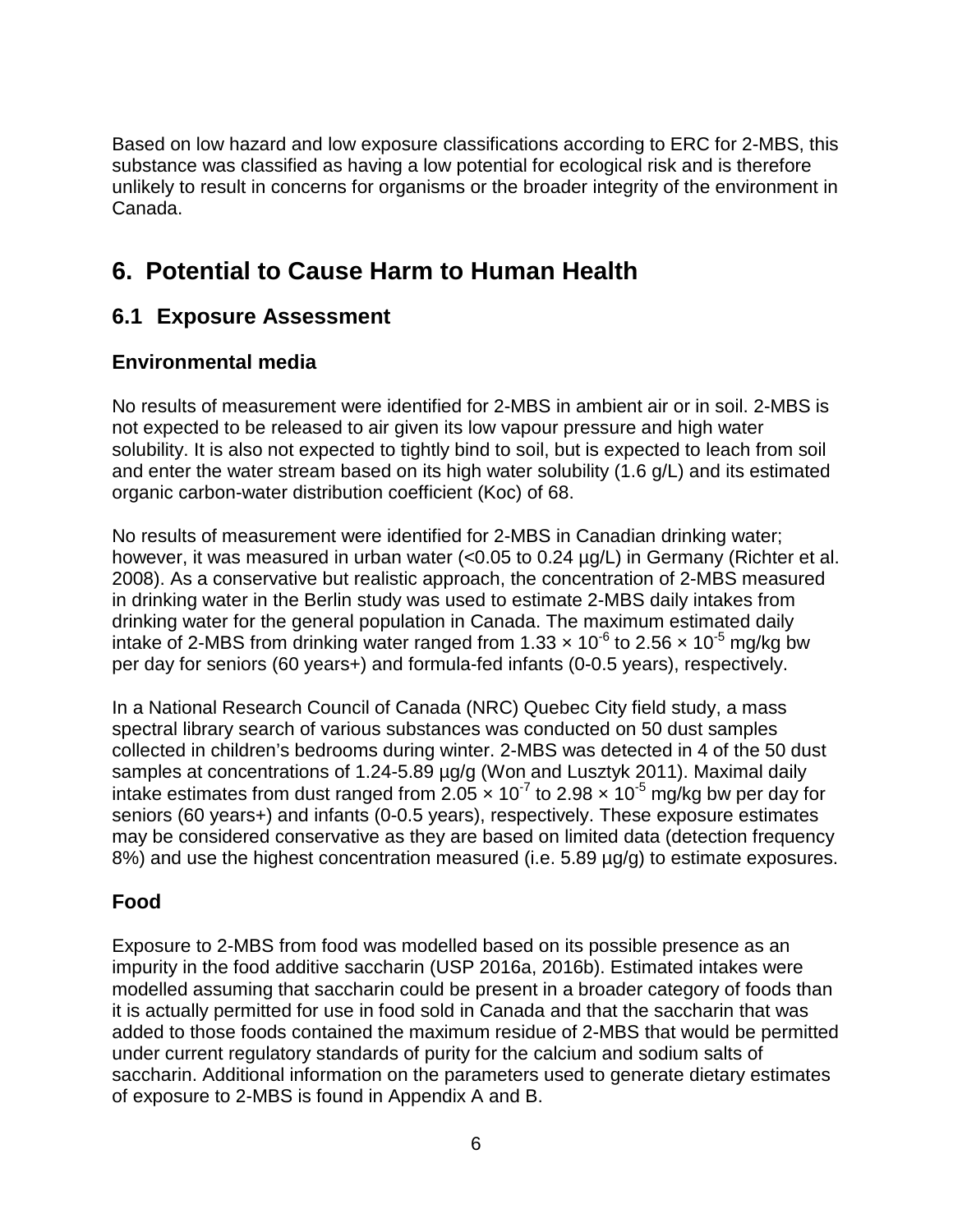Based on low hazard and low exposure classifications according to ERC for 2-MBS, this substance was classified as having a low potential for ecological risk and is therefore unlikely to result in concerns for organisms or the broader integrity of the environment in Canada.

# 6. Potential to Cause Harm to Human Health

## 6.1 Exposure Assessment

### Environmental media

No results of measurement were identified for 2-MBS in ambient air or in soil. 2-MBS is not expected to be released to air given its low vapour pressure and high water solubility. It is also not expected to tightly bind to soil, but is expected to leach from soil and enter the water stream based on its high water solubility (1.6 g/L) and its estimated organic carbon-water distribution coefficient (Koc) of 68.

No results of measurement were identified for 2-MBS in Canadian drinking water; however, it was measured in urban water (<0.05 to 0.24 µg/L) in Germany (Richter et al. 2008). As a conservative but realistic approach, the concentration of 2-MBS measured in drinking water in the Berlin study was used to estimate 2-MBS daily intakes from drinking water for the general population in Canada. The maximum estimated daily intake of 2-MBS from drinking water ranged from $1.33 \times 10^{-6}$ to $2.56 \times 10^{-5}$ mg/kg bw per day for seniors (60 years+) and formula-fed infants (0-0.5 years), respectively.

In a National Research Council of Canada (NRC) Quebec City field study, a mass spectral library search of various substances was conducted on 50 dust samples collected in children's bedrooms during winter. 2-MBS was detected in 4 of the 50 dust samples at concentrations of 1.24-5.89 µg/g (Won and Lusztyk 2011). Maximal daily intake estimates from dust ranged from $2.05 \times 10^{-7}$ to $2.98 \times 10^{-5}$ mg/kg bw per day for seniors (60 years+) and infants (0-0.5 years), respectively. These exposure estimates may be considered conservative as they are based on limited data (detection frequency 8%) and use the highest concentration measured (i.e. 5.89 µg/g) to estimate exposures.

### Food

Exposure to 2-MBS from food was modelled based on its possible presence as an impurity in the food additive saccharin (USP 2016a, 2016b). Estimated intakes were modelled assuming that saccharin could be present in a broader category of foods than it is actually permitted for use in food sold in Canada and that the saccharin that was added to those foods contained the maximum residue of 2-MBS that would be permitted under current regulatory standards of purity for the calcium and sodium salts of saccharin. Additional information on the parameters used to generate dietary estimates of exposure to 2-MBS is found in Appendix A and B.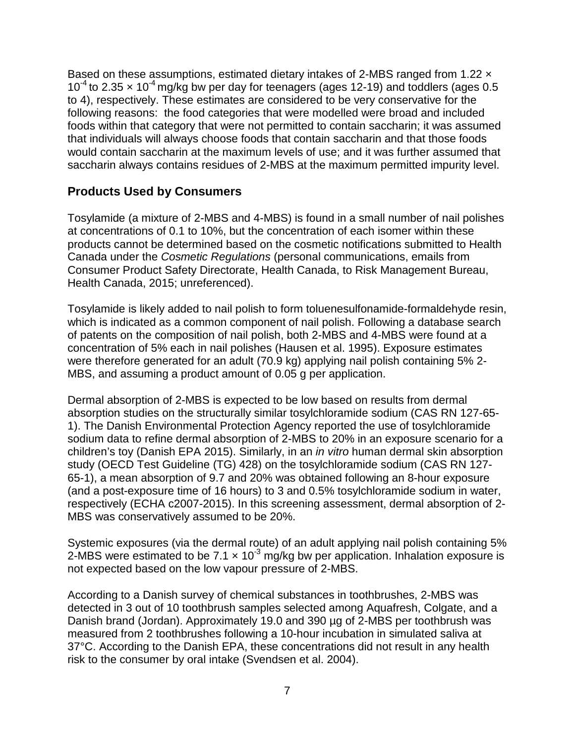Based on these assumptions, estimated dietary intakes of 2-MBS ranged from $1.22 \times 10^{-4}$ to $2.35 \times 10^{-4}$ mg/kg bw per day for teenagers (ages 12-19) and toddlers (ages 0.5 to 4), respectively. These estimates are considered to be very conservative for the following reasons: the food categories that were modelled were broad and included foods within that category that were not permitted to contain saccharin; it was assumed that individuals will always choose foods that contain saccharin and that those foods would contain saccharin at the maximum levels of use; and it was further assumed that saccharin always contains residues of 2-MBS at the maximum permitted impurity level.

## Products Used by Consumers

Tosylamide (a mixture of 2-MBS and 4-MBS) is found in a small number of nail polishes at concentrations of 0.1 to 10%, but the concentration of each isomer within these products cannot be determined based on the cosmetic notifications submitted to Health Canada under the *Cosmetic Regulations* (personal communications, emails from Consumer Product Safety Directorate, Health Canada, to Risk Management Bureau, Health Canada, 2015; unreferenced).

Tosylamide is likely added to nail polish to form toluenesulfonamide-formaldehyde resin, which is indicated as a common component of nail polish. Following a database search of patents on the composition of nail polish, both 2-MBS and 4-MBS were found at a concentration of 5% each in nail polishes (Hausen et al. 1995). Exposure estimates were therefore generated for an adult (70.9 kg) applying nail polish containing 5% 2-MBS, and assuming a product amount of 0.05 g per application.

Dermal absorption of 2-MBS is expected to be low based on results from dermal absorption studies on the structurally similar tosylchloramide sodium (CAS RN 127-65-1). The Danish Environmental Protection Agency reported the use of tosylchloramide sodium data to refine dermal absorption of 2-MBS to 20% in an exposure scenario for a children's toy (Danish EPA 2015). Similarly, in an *in vitro* human dermal skin absorption study (OECD Test Guideline (TG) 428) on the tosylchloramide sodium (CAS RN 127-65-1), a mean absorption of 9.7 and 20% was obtained following an 8-hour exposure (and a post-exposure time of 16 hours) to 3 and 0.5% tosylchloramide sodium in water, respectively (ECHA c2007-2015). In this screening assessment, dermal absorption of 2-MBS was conservatively assumed to be 20%.

Systemic exposures (via the dermal route) of an adult applying nail polish containing 5% 2-MBS were estimated to be $7.1 \times 10^{-3}$ mg/kg bw per application. Inhalation exposure is not expected based on the low vapour pressure of 2-MBS.

According to a Danish survey of chemical substances in toothbrushes, 2-MBS was detected in 3 out of 10 toothbrush samples selected among Aquafresh, Colgate, and a Danish brand (Jordan). Approximately 19.0 and 390 µg of 2-MBS per toothbrush was measured from 2 toothbrushes following a 10-hour incubation in simulated saliva at 37°C. According to the Danish EPA, these concentrations did not result in any health risk to the consumer by oral intake (Svendsen et al. 2004).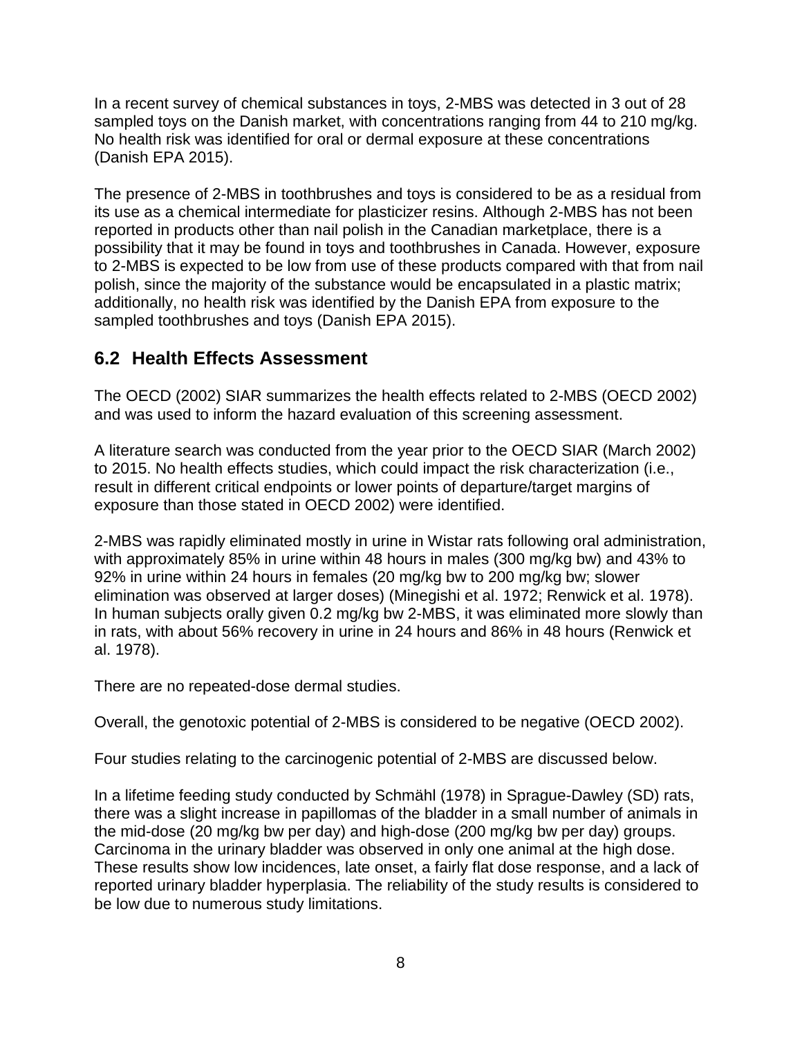In a recent survey of chemical substances in toys, 2-MBS was detected in 3 out of 28 sampled toys on the Danish market, with concentrations ranging from 44 to 210 mg/kg. No health risk was identified for oral or dermal exposure at these concentrations (Danish EPA 2015).

The presence of 2-MBS in toothbrushes and toys is considered to be as a residual from its use as a chemical intermediate for plasticizer resins. Although 2-MBS has not been reported in products other than nail polish in the Canadian marketplace, there is a possibility that it may be found in toys and toothbrushes in Canada. However, exposure to 2-MBS is expected to be low from use of these products compared with that from nail polish, since the majority of the substance would be encapsulated in a plastic matrix; additionally, no health risk was identified by the Danish EPA from exposure to the sampled toothbrushes and toys (Danish EPA 2015).

## 6.2 Health Effects Assessment

The OECD (2002) SIAR summarizes the health effects related to 2-MBS (OECD 2002) and was used to inform the hazard evaluation of this screening assessment.

A literature search was conducted from the year prior to the OECD SIAR (March 2002) to 2015. No health effects studies, which could impact the risk characterization (i.e., result in different critical endpoints or lower points of departure/target margins of exposure than those stated in OECD 2002) were identified.

2-MBS was rapidly eliminated mostly in urine in Wistar rats following oral administration, with approximately 85% in urine within 48 hours in males (300 mg/kg bw) and 43% to 92% in urine within 24 hours in females (20 mg/kg bw to 200 mg/kg bw; slower elimination was observed at larger doses) (Minegishi et al. 1972; Renwick et al. 1978). In human subjects orally given 0.2 mg/kg bw 2-MBS, it was eliminated more slowly than in rats, with about 56% recovery in urine in 24 hours and 86% in 48 hours (Renwick et al. 1978).

There are no repeated-dose dermal studies.

Overall, the genotoxic potential of 2-MBS is considered to be negative (OECD 2002).

Four studies relating to the carcinogenic potential of 2-MBS are discussed below.

In a lifetime feeding study conducted by Schmähl (1978) in Sprague-Dawley (SD) rats, there was a slight increase in papillomas of the bladder in a small number of animals in the mid-dose (20 mg/kg bw per day) and high-dose (200 mg/kg bw per day) groups. Carcinoma in the urinary bladder was observed in only one animal at the high dose. These results show low incidences, late onset, a fairly flat dose response, and a lack of reported urinary bladder hyperplasia. The reliability of the study results is considered to be low due to numerous study limitations.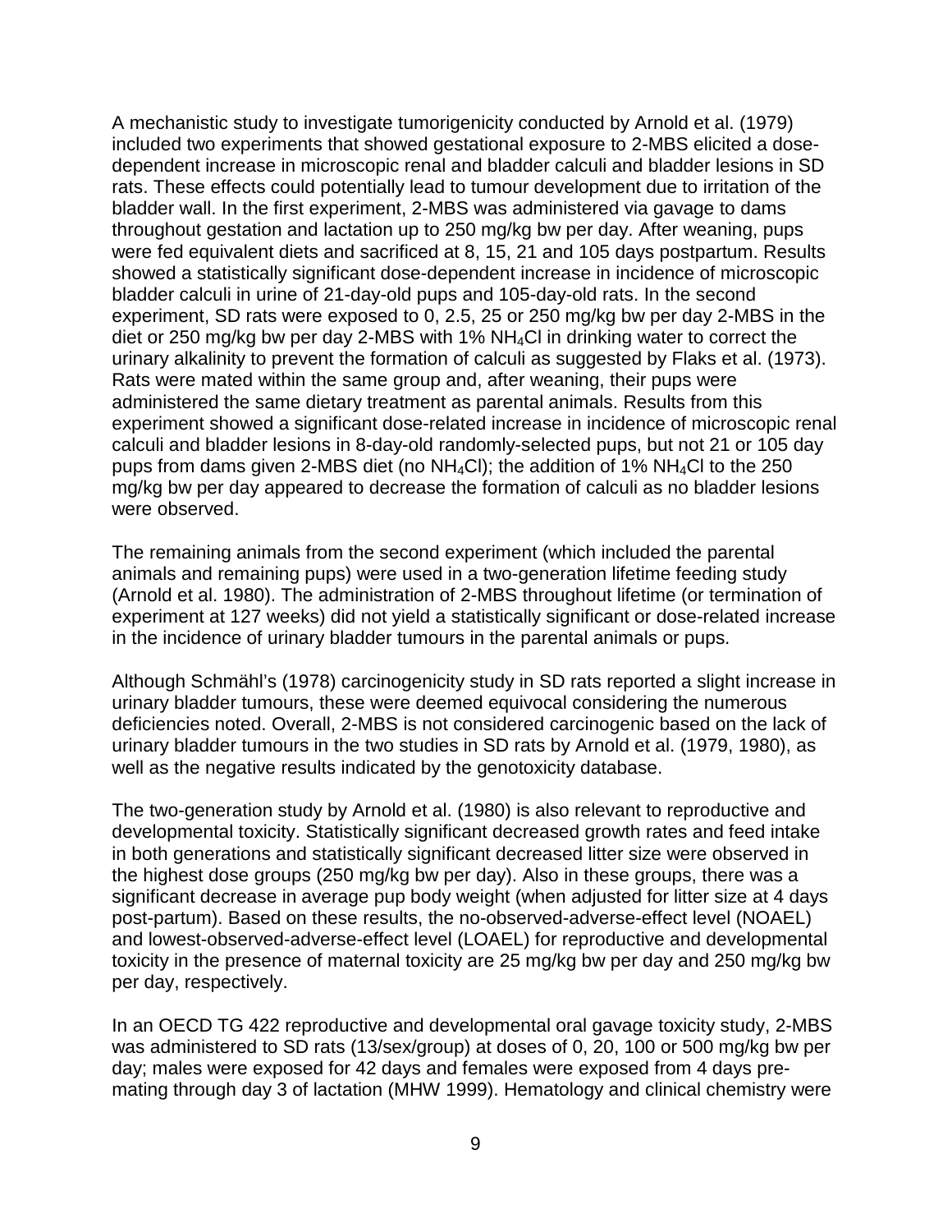A mechanistic study to investigate tumorigenicity conducted by Arnold et al. (1979) included two experiments that showed gestational exposure to 2-MBS elicited a dose-dependent increase in microscopic renal and bladder calculi and bladder lesions in SD rats. These effects could potentially lead to tumour development due to irritation of the bladder wall. In the first experiment, 2-MBS was administered via gavage to dams throughout gestation and lactation up to 250 mg/kg bw per day. After weaning, pups were fed equivalent diets and sacrificed at 8, 15, 21 and 105 days postpartum. Results showed a statistically significant dose-dependent increase in incidence of microscopic bladder calculi in urine of 21-day-old pups and 105-day-old rats. In the second experiment, SD rats were exposed to 0, 2.5, 25 or 250 mg/kg bw per day 2-MBS in the diet or 250 mg/kg bw per day 2-MBS with 1% $NH_4Cl$ in drinking water to correct the urinary alkalinity to prevent the formation of calculi as suggested by Flaks et al. (1973). Rats were mated within the same group and, after weaning, their pups were administered the same dietary treatment as parental animals. Results from this experiment showed a significant dose-related increase in incidence of microscopic renal calculi and bladder lesions in 8-day-old randomly-selected pups, but not 21 or 105 day pups from dams given 2-MBS diet (no $NH_4Cl$); the addition of 1% $NH_4Cl$ to the 250 mg/kg bw per day appeared to decrease the formation of calculi as no bladder lesions were observed.

The remaining animals from the second experiment (which included the parental animals and remaining pups) were used in a two-generation lifetime feeding study (Arnold et al. 1980). The administration of 2-MBS throughout lifetime (or termination of experiment at 127 weeks) did not yield a statistically significant or dose-related increase in the incidence of urinary bladder tumours in the parental animals or pups.

Although Schmähl's (1978) carcinogenicity study in SD rats reported a slight increase in urinary bladder tumours, these were deemed equivocal considering the numerous deficiencies noted. Overall, 2-MBS is not considered carcinogenic based on the lack of urinary bladder tumours in the two studies in SD rats by Arnold et al. (1979, 1980), as well as the negative results indicated by the genotoxicity database.

The two-generation study by Arnold et al. (1980) is also relevant to reproductive and developmental toxicity. Statistically significant decreased growth rates and feed intake in both generations and statistically significant decreased litter size were observed in the highest dose groups (250 mg/kg bw per day). Also in these groups, there was a significant decrease in average pup body weight (when adjusted for litter size at 4 days post-partum). Based on these results, the no-observed-adverse-effect level (NOAEL) and lowest-observed-adverse-effect level (LOAEL) for reproductive and developmental toxicity in the presence of maternal toxicity are 25 mg/kg bw per day and 250 mg/kg bw per day, respectively.

In an OECD TG 422 reproductive and developmental oral gavage toxicity study, 2-MBS was administered to SD rats (13/sex/group) at doses of 0, 20, 100 or 500 mg/kg bw per day; males were exposed for 42 days and females were exposed from 4 days pre-mating through day 3 of lactation (MHW 1999). Hematology and clinical chemistry were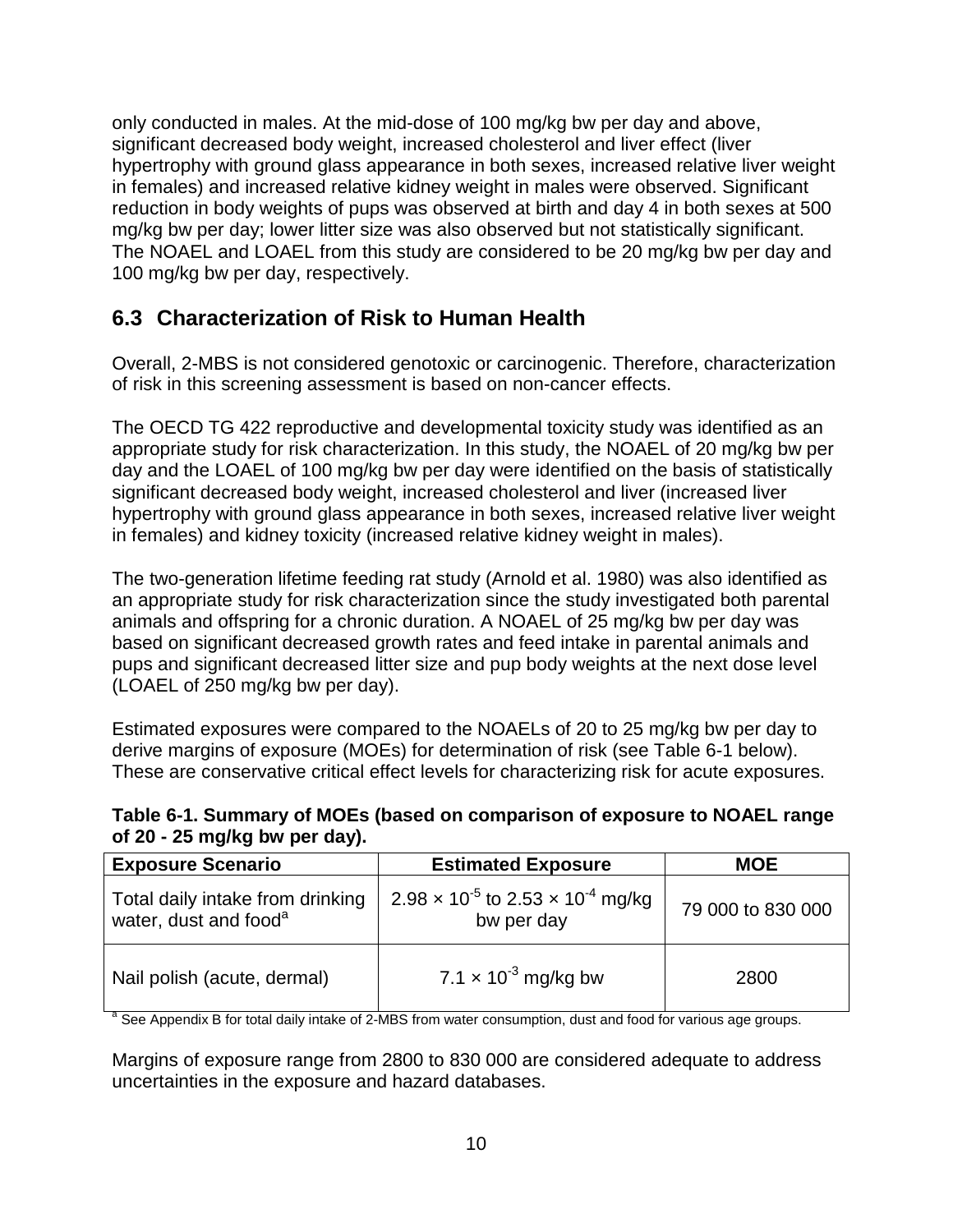only conducted in males. At the mid-dose of 100 mg/kg bw per day and above, significant decreased body weight, increased cholesterol and liver effect (liver hypertrophy with ground glass appearance in both sexes, increased relative liver weight in females) and increased relative kidney weight in males were observed. Significant reduction in body weights of pups was observed at birth and day 4 in both sexes at 500 mg/kg bw per day; lower litter size was also observed but not statistically significant. The NOAEL and LOAEL from this study are considered to be 20 mg/kg bw per day and 100 mg/kg bw per day, respectively.

## 6.3 Characterization of Risk to Human Health

Overall, 2-MBS is not considered genotoxic or carcinogenic. Therefore, characterization of risk in this screening assessment is based on non-cancer effects.

The OECD TG 422 reproductive and developmental toxicity study was identified as an appropriate study for risk characterization. In this study, the NOAEL of 20 mg/kg bw per day and the LOAEL of 100 mg/kg bw per day were identified on the basis of statistically significant decreased body weight, increased cholesterol and liver (increased liver hypertrophy with ground glass appearance in both sexes, increased relative liver weight in females) and kidney toxicity (increased relative kidney weight in males).

The two-generation lifetime feeding rat study (Arnold et al. 1980) was also identified as an appropriate study for risk characterization since the study investigated both parental animals and offspring for a chronic duration. A NOAEL of 25 mg/kg bw per day was based on significant decreased growth rates and feed intake in parental animals and pups and significant decreased litter size and pup body weights at the next dose level (LOAEL of 250 mg/kg bw per day).

Estimated exposures were compared to the NOAELs of 20 to 25 mg/kg bw per day to derive margins of exposure (MOEs) for determination of risk (see Table 6-1 below). These are conservative critical effect levels for characterizing risk for acute exposures.

**Table 6-1. Summary of MOEs (based on comparison of exposure to NOAEL range of 20 - 25 mg/kg bw per day).**

| Exposure Scenario | Estimated Exposure | MOE |
|---|---|---|
| Total daily intake from drinking water, dust and food[a] | $2.98 \times 10^{-5}$ to $2.53 \times 10^{-4}$ mg/kg bw per day | 79 000 to 830 000 |
| Nail polish (acute, dermal) | $7.1 \times 10^{-3}$ mg/kg bw | 2800 |

[a] See Appendix B for total daily intake of 2-MBS from water consumption, dust and food for various age groups.

Margins of exposure range from 2800 to 830 000 are considered adequate to address uncertainties in the exposure and hazard databases.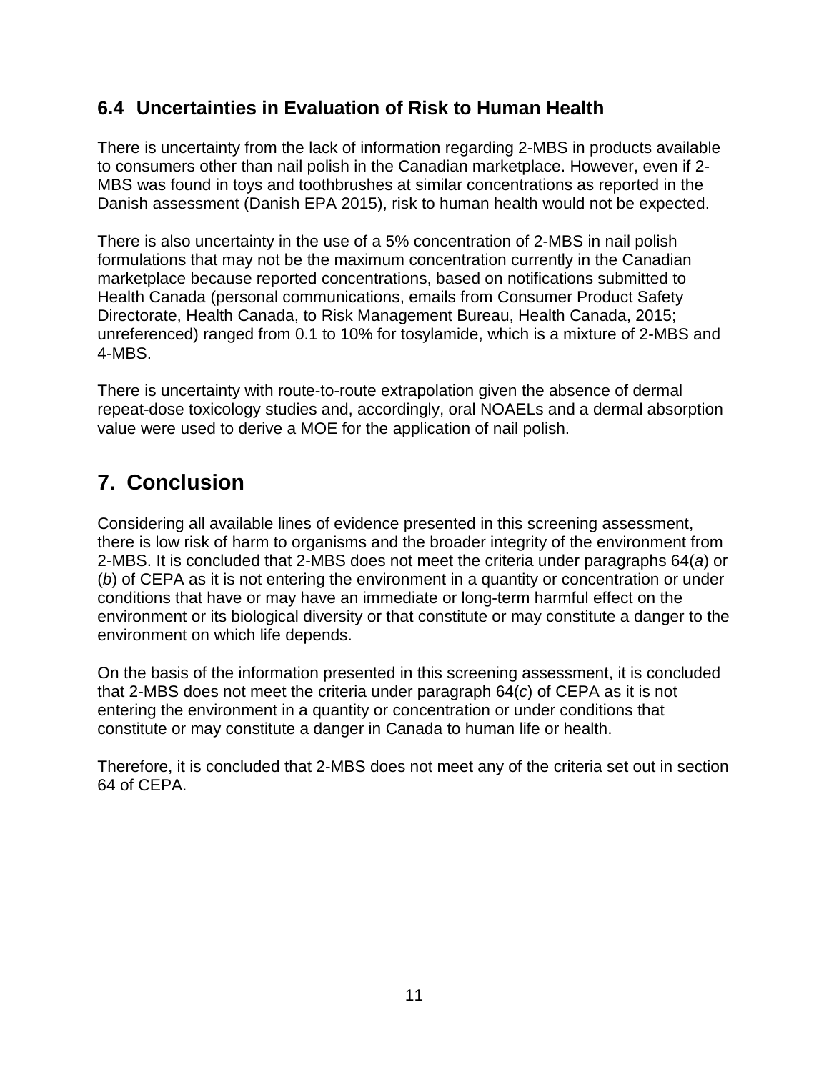### 6.4 Uncertainties in Evaluation of Risk to Human Health

There is uncertainty from the lack of information regarding 2-MBS in products available to consumers other than nail polish in the Canadian marketplace. However, even if 2-MBS was found in toys and toothbrushes at similar concentrations as reported in the Danish assessment (Danish EPA 2015), risk to human health would not be expected.

There is also uncertainty in the use of a 5% concentration of 2-MBS in nail polish formulations that may not be the maximum concentration currently in the Canadian marketplace because reported concentrations, based on notifications submitted to Health Canada (personal communications, emails from Consumer Product Safety Directorate, Health Canada, to Risk Management Bureau, Health Canada, 2015; unreferenced) ranged from 0.1 to 10% for tosylamide, which is a mixture of 2-MBS and 4-MBS.

There is uncertainty with route-to-route extrapolation given the absence of dermal repeat-dose toxicology studies and, accordingly, oral NOAELs and a dermal absorption value were used to derive a MOE for the application of nail polish.

## 7. Conclusion

Considering all available lines of evidence presented in this screening assessment, there is low risk of harm to organisms and the broader integrity of the environment from 2-MBS. It is concluded that 2-MBS does not meet the criteria under paragraphs 64(*a*) or (*b*) of CEPA as it is not entering the environment in a quantity or concentration or under conditions that have or may have an immediate or long-term harmful effect on the environment or its biological diversity or that constitute or may constitute a danger to the environment on which life depends.

On the basis of the information presented in this screening assessment, it is concluded that 2-MBS does not meet the criteria under paragraph 64(*c*) of CEPA as it is not entering the environment in a quantity or concentration or under conditions that constitute or may constitute a danger in Canada to human life or health.

Therefore, it is concluded that 2-MBS does not meet any of the criteria set out in section 64 of CEPA.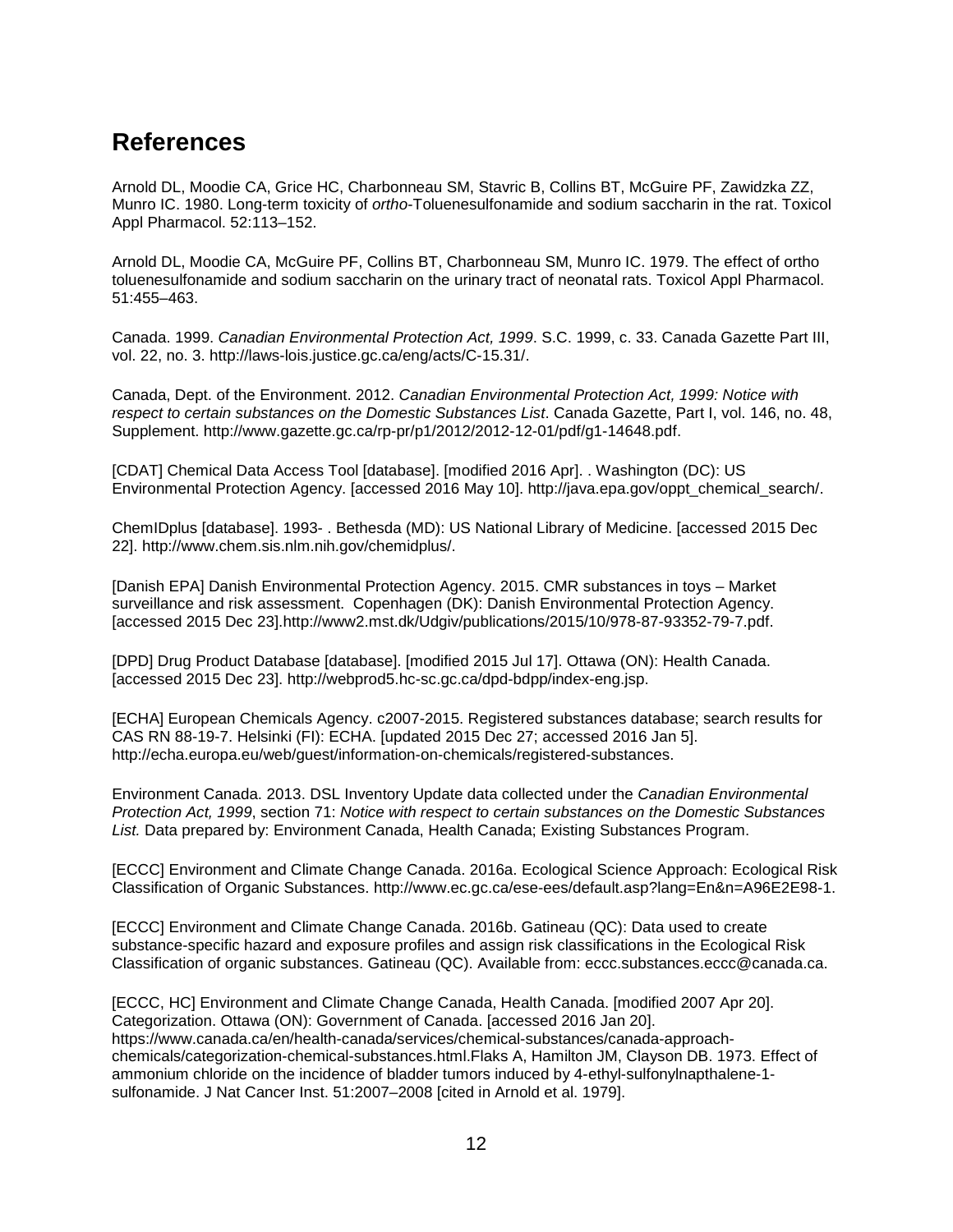## References

Arnold DL, Moodie CA, Grice HC, Charbonneau SM, Stavric B, Collins BT, McGuire PF, Zawidzka ZZ, Munro IC. 1980. Long-term toxicity of *ortho*-Toluenesulfonamide and sodium saccharin in the rat. Toxicol Appl Pharmacol. 52:113–152.

Arnold DL, Moodie CA, McGuire PF, Collins BT, Charbonneau SM, Munro IC. 1979. The effect of ortho toluenesulfonamide and sodium saccharin on the urinary tract of neonatal rats. Toxicol Appl Pharmacol. 51:455–463.

Canada. 1999. *Canadian Environmental Protection Act, 1999*. S.C. 1999, c. 33. Canada Gazette Part III, vol. 22, no. 3. http://laws-lois.justice.gc.ca/eng/acts/C-15.31/.

Canada, Dept. of the Environment. 2012. *Canadian Environmental Protection Act, 1999: Notice with respect to certain substances on the Domestic Substances List*. Canada Gazette, Part I, vol. 146, no. 48, Supplement. http://www.gazette.gc.ca/rp-pr/p1/2012/2012-12-01/pdf/g1-14648.pdf.

[CDAT] Chemical Data Access Tool [database]. [modified 2016 Apr]. . Washington (DC): US Environmental Protection Agency. [accessed 2016 May 10]. http://java.epa.gov/oppt_chemical_search/.

ChemIDplus [database]. 1993- . Bethesda (MD): US National Library of Medicine. [accessed 2015 Dec 22]. http://www.chem.sis.nlm.nih.gov/chemidplus/.

[Danish EPA] Danish Environmental Protection Agency. 2015. CMR substances in toys – Market surveillance and risk assessment. Copenhagen (DK): Danish Environmental Protection Agency. [accessed 2015 Dec 23].http://www2.mst.dk/Udgiv/publications/2015/10/978-87-93352-79-7.pdf.

[DPD] Drug Product Database [database]. [modified 2015 Jul 17]. Ottawa (ON): Health Canada. [accessed 2015 Dec 23]. http://webprod5.hc-sc.gc.ca/dpd-bdpp/index-eng.jsp.

[ECHA] European Chemicals Agency. c2007-2015. Registered substances database; search results for CAS RN 88-19-7. Helsinki (FI): ECHA. [updated 2015 Dec 27; accessed 2016 Jan 5]. http://echa.europa.eu/web/guest/information-on-chemicals/registered-substances.

Environment Canada. 2013. DSL Inventory Update data collected under the *Canadian Environmental Protection Act, 1999*, section 71: *Notice with respect to certain substances on the Domestic Substances List.* Data prepared by: Environment Canada, Health Canada; Existing Substances Program.

[ECCC] Environment and Climate Change Canada. 2016a. Ecological Science Approach: Ecological Risk Classification of Organic Substances. http://www.ec.gc.ca/ese-ees/default.asp?lang=En&n=A96E2E98-1.

[ECCC] Environment and Climate Change Canada. 2016b. Gatineau (QC): Data used to create substance-specific hazard and exposure profiles and assign risk classifications in the Ecological Risk Classification of organic substances. Gatineau (QC). Available from: eccc.substances.eccc@canada.ca.

[ECCC, HC] Environment and Climate Change Canada, Health Canada. [modified 2007 Apr 20]. Categorization. Ottawa (ON): Government of Canada. [accessed 2016 Jan 20]. https://www.canada.ca/en/health-canada/services/chemical-substances/canada-approach-chemicals/categorization-chemical-substances.html.Flaks A, Hamilton JM, Clayson DB. 1973. Effect of ammonium chloride on the incidence of bladder tumors induced by 4-ethyl-sulfonylnapthalene-1-sulfonamide. J Nat Cancer Inst. 51:2007–2008 [cited in Arnold et al. 1979].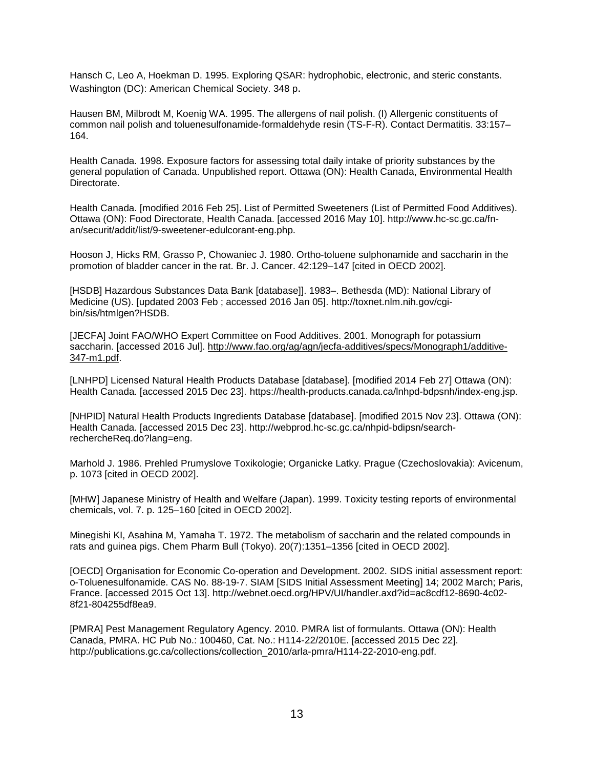Hansch C, Leo A, Hoekman D. 1995. Exploring QSAR: hydrophobic, electronic, and steric constants. Washington (DC): American Chemical Society. 348 p.

Hausen BM, Milbrodt M, Koenig WA. 1995. The allergens of nail polish. (I) Allergenic constituents of common nail polish and toluenesulfonamide-formaldehyde resin (TS-F-R). Contact Dermatitis. 33:157–164.

Health Canada. 1998. Exposure factors for assessing total daily intake of priority substances by the general population of Canada. Unpublished report. Ottawa (ON): Health Canada, Environmental Health Directorate.

Health Canada. [modified 2016 Feb 25]. List of Permitted Sweeteners (List of Permitted Food Additives). Ottawa (ON): Food Directorate, Health Canada. [accessed 2016 May 10]. http://www.hc-sc.gc.ca/fn-an/securit/addit/list/9-sweetener-edulcorant-eng.php.

Hooson J, Hicks RM, Grasso P, Chowaniec J. 1980. Ortho-toluene sulphonamide and saccharin in the promotion of bladder cancer in the rat. Br. J. Cancer. 42:129–147 [cited in OECD 2002].

[HSDB] Hazardous Substances Data Bank [database]]. 1983–. Bethesda (MD): National Library of Medicine (US). [updated 2003 Feb ; accessed 2016 Jan 05]. http://toxnet.nlm.nih.gov/cgi-bin/sis/htmlgen?HSDB.

[JECFA] Joint FAO/WHO Expert Committee on Food Additives. 2001. Monograph for potassium saccharin. [accessed 2016 Jul]. http://www.fao.org/ag/agn/jecfa-additives/specs/Monograph1/additive-347-m1.pdf.

[LNHPD] Licensed Natural Health Products Database [database]. [modified 2014 Feb 27] Ottawa (ON): Health Canada. [accessed 2015 Dec 23]. https://health-products.canada.ca/lnhpd-bdpsnh/index-eng.jsp.

[NHPID] Natural Health Products Ingredients Database [database]. [modified 2015 Nov 23]. Ottawa (ON): Health Canada. [accessed 2015 Dec 23]. http://webprod.hc-sc.gc.ca/nhpid-bdipsn/search-rechercheReq.do?lang=eng.

Marhold J. 1986. Prehled Prumyslove Toxikologie; Organicke Latky. Prague (Czechoslovakia): Avicenum, p. 1073 [cited in OECD 2002].

[MHW] Japanese Ministry of Health and Welfare (Japan). 1999. Toxicity testing reports of environmental chemicals, vol. 7. p. 125–160 [cited in OECD 2002].

Minegishi KI, Asahina M, Yamaha T. 1972. The metabolism of saccharin and the related compounds in rats and guinea pigs. Chem Pharm Bull (Tokyo). 20(7):1351–1356 [cited in OECD 2002].

[OECD] Organisation for Economic Co-operation and Development. 2002. SIDS initial assessment report: o-Toluenesulfonamide. CAS No. 88-19-7. SIAM [SIDS Initial Assessment Meeting] 14; 2002 March; Paris, France. [accessed 2015 Oct 13]. http://webnet.oecd.org/HPV/UI/handler.axd?id=ac8cdf12-8690-4c02-8f21-804255df8ea9.

[PMRA] Pest Management Regulatory Agency. 2010. PMRA list of formulants. Ottawa (ON): Health Canada, PMRA. HC Pub No.: 100460, Cat. No.: H114-22/2010E. [accessed 2015 Dec 22]. http://publications.gc.ca/collections/collection_2010/arla-pmra/H114-22-2010-eng.pdf.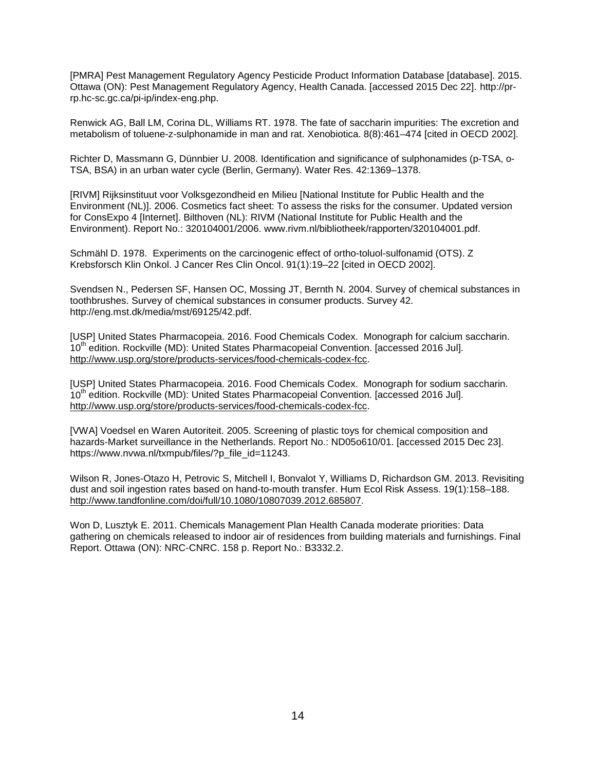[PMRA] Pest Management Regulatory Agency Pesticide Product Information Database [database]. 2015. Ottawa (ON): Pest Management Regulatory Agency, Health Canada. [accessed 2015 Dec 22]. http://pr-rp.hc-sc.gc.ca/pi-ip/index-eng.php.

Renwick AG, Ball LM, Corina DL, Williams RT. 1978. The fate of saccharin impurities: The excretion and metabolism of toluene-z-sulphonamide in man and rat. Xenobiotica. 8(8):461–474 [cited in OECD 2002].

Richter D, Massmann G, Dünnbier U. 2008. Identification and significance of sulphonamides (p-TSA, o-TSA, BSA) in an urban water cycle (Berlin, Germany). Water Res. 42:1369–1378.

[RIVM] Rijksinstituut voor Volksgezondheid en Milieu [National Institute for Public Health and the Environment (NL)]. 2006. Cosmetics fact sheet: To assess the risks for the consumer. Updated version for ConsExpo 4 [Internet]. Bilthoven (NL): RIVM (National Institute for Public Health and the Environment). Report No.: 320104001/2006. www.rivm.nl/bibliotheek/rapporten/320104001.pdf.

Schmähl D. 1978. Experiments on the carcinogenic effect of ortho-toluol-sulfonamid (OTS). Z Krebsforsch Klin Onkol. J Cancer Res Clin Oncol. 91(1):19–22 [cited in OECD 2002].

Svendsen N., Pedersen SF, Hansen OC, Mossing JT, Bernth N. 2004. Survey of chemical substances in toothbrushes. Survey of chemical substances in consumer products. Survey 42. http://eng.mst.dk/media/mst/69125/42.pdf.

[USP] United States Pharmacopeia. 2016. Food Chemicals Codex. Monograph for calcium saccharin. 10th edition. Rockville (MD): United States Pharmacopeial Convention. [accessed 2016 Jul]. http://www.usp.org/store/products-services/food-chemicals-codex-fcc.

[USP] United States Pharmacopeia. 2016. Food Chemicals Codex. Monograph for sodium saccharin. 10th edition. Rockville (MD): United States Pharmacopeial Convention. [accessed 2016 Jul]. http://www.usp.org/store/products-services/food-chemicals-codex-fcc.

[VWA] Voedsel en Waren Autoriteit. 2005. Screening of plastic toys for chemical composition and hazards-Market surveillance in the Netherlands. Report No.: ND05o610/01. [accessed 2015 Dec 23]. https://www.nvwa.nl/txmpub/files/?p_file_id=11243.

Wilson R, Jones-Otazo H, Petrovic S, Mitchell I, Bonvalot Y, Williams D, Richardson GM. 2013. Revisiting dust and soil ingestion rates based on hand-to-mouth transfer. Hum Ecol Risk Assess. 19(1):158–188. http://www.tandfonline.com/doi/full/10.1080/10807039.2012.685807.

Won D, Lusztyk E. 2011. Chemicals Management Plan Health Canada moderate priorities: Data gathering on chemicals released to indoor air of residences from building materials and furnishings. Final Report. Ottawa (ON): NRC-CNRC. 158 p. Report No.: B3332.2.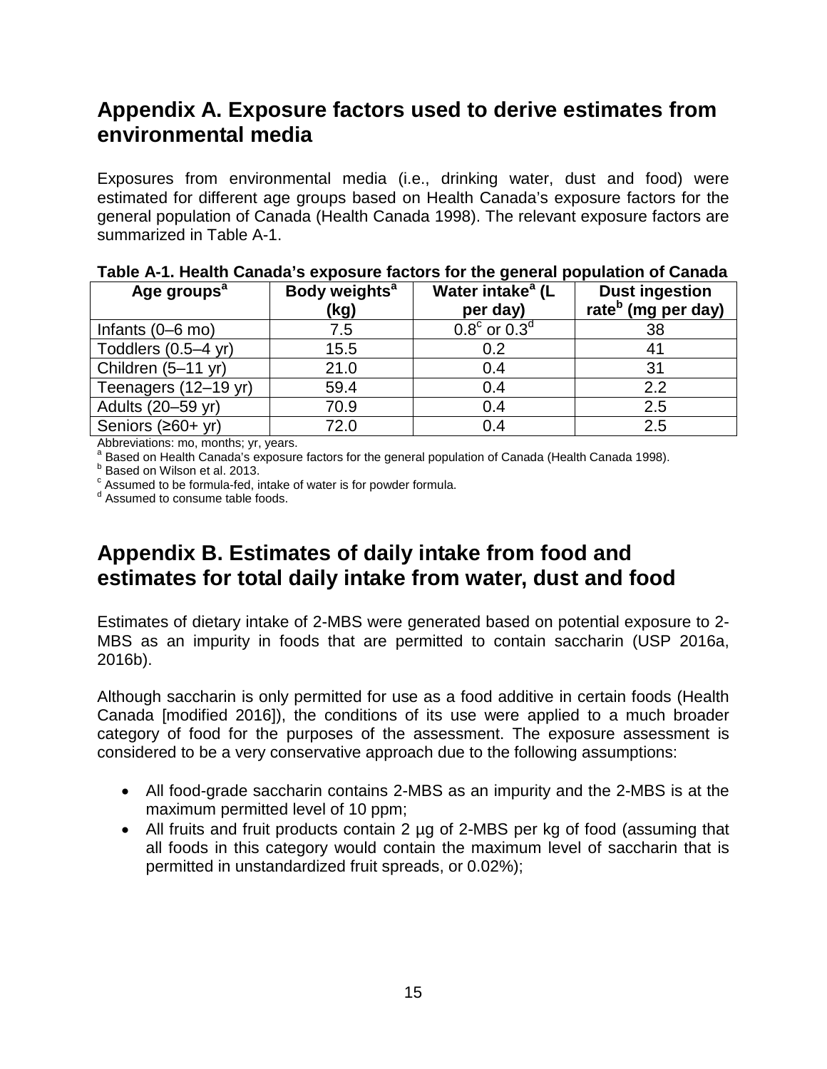## Appendix A. Exposure factors used to derive estimates from environmental media

Exposures from environmental media (i.e., drinking water, dust and food) were estimated for different age groups based on Health Canada's exposure factors for the general population of Canada (Health Canada 1998). The relevant exposure factors are summarized in Table A-1.

**Table A-1. Health Canada's exposure factors for the general population of Canada**

| Age groups[a] | Body weights[a] (kg) | Water intake[a] (L per day) | Dust ingestion rate[b] (mg per day) |
|---|---|---|---|
| Infants (0–6 mo) | 7.5 | 0.8[c] or 0.3[d] | 38 |
| Toddlers (0.5–4 yr) | 15.5 | 0.2 | 41 |
| Children (5–11 yr) | 21.0 | 0.4 | 31 |
| Teenagers (12–19 yr) | 59.4 | 0.4 | 2.2 |
| Adults (20–59 yr) | 70.9 | 0.4 | 2.5 |
| Seniors (≥60+ yr) | 72.0 | 0.4 | 2.5 |

Abbreviations: mo, months; yr, years.
[a] Based on Health Canada's exposure factors for the general population of Canada (Health Canada 1998).
[b] Based on Wilson et al. 2013.
[c] Assumed to be formula-fed, intake of water is for powder formula.
[d] Assumed to consume table foods.

## Appendix B. Estimates of daily intake from food and estimates for total daily intake from water, dust and food

Estimates of dietary intake of 2-MBS were generated based on potential exposure to 2-MBS as an impurity in foods that are permitted to contain saccharin (USP 2016a, 2016b).

Although saccharin is only permitted for use as a food additive in certain foods (Health Canada [modified 2016]), the conditions of its use were applied to a much broader category of food for the purposes of the assessment. The exposure assessment is considered to be a very conservative approach due to the following assumptions:

- All food-grade saccharin contains 2-MBS as an impurity and the 2-MBS is at the maximum permitted level of 10 ppm;
- All fruits and fruit products contain 2 µg of 2-MBS per kg of food (assuming that all foods in this category would contain the maximum level of saccharin that is permitted in unstandardized fruit spreads, or 0.02%);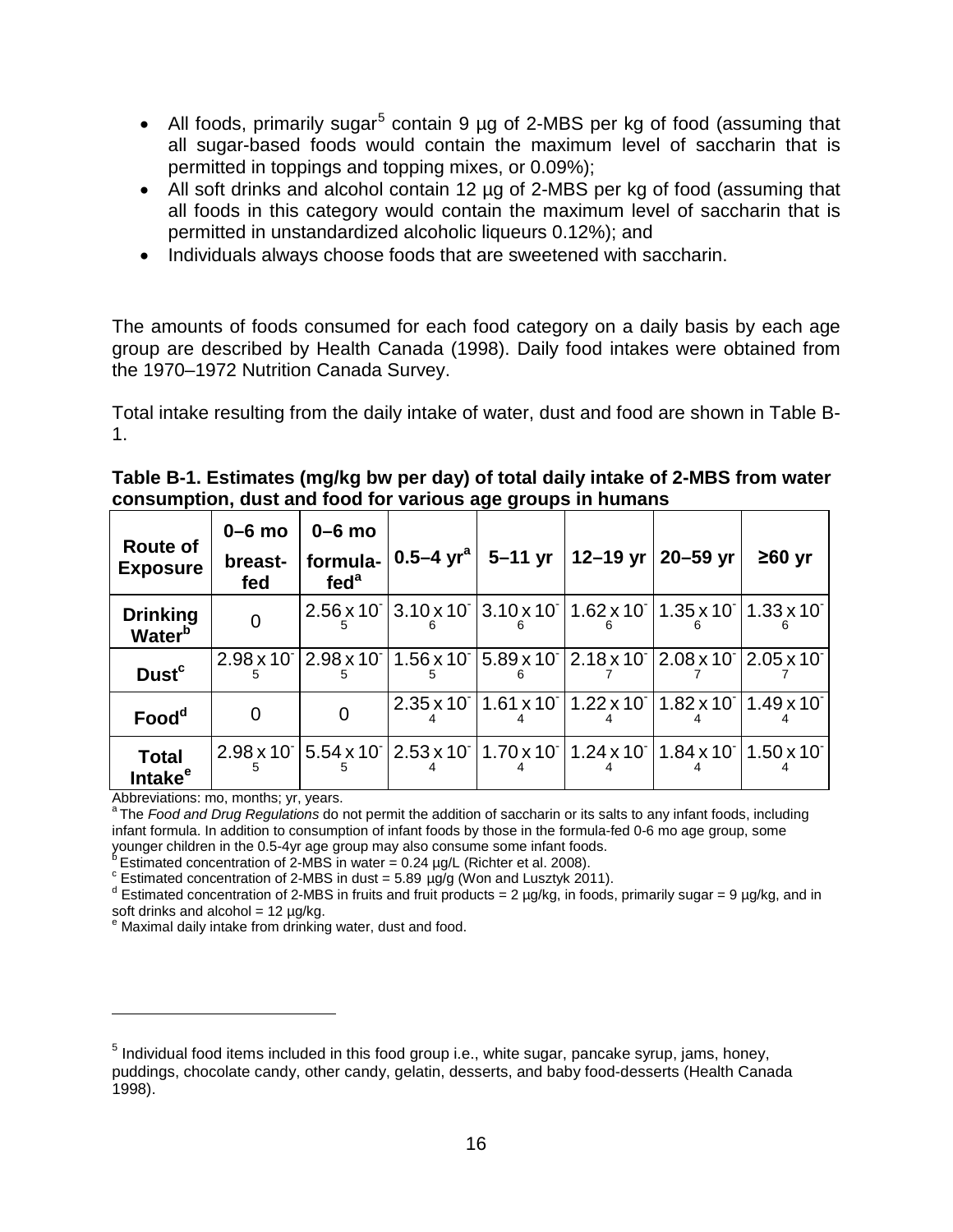- All foods, primarily sugar[5] contain 9 µg of 2-MBS per kg of food (assuming that all sugar-based foods would contain the maximum level of saccharin that is permitted in toppings and topping mixes, or 0.09%);
- All soft drinks and alcohol contain 12 µg of 2-MBS per kg of food (assuming that all foods in this category would contain the maximum level of saccharin that is permitted in unstandardized alcoholic liqueurs 0.12%); and
- Individuals always choose foods that are sweetened with saccharin.

The amounts of foods consumed for each food category on a daily basis by each age group are described by Health Canada (1998). Daily food intakes were obtained from the 1970–1972 Nutrition Canada Survey.

Total intake resulting from the daily intake of water, dust and food are shown in Table B-1.

**Table B-1. Estimates (mg/kg bw per day) of total daily intake of 2-MBS from water consumption, dust and food for various age groups in humans**

| Route of Exposure | 0–6 mo breast-fed | 0–6 mo formula-fed[a] | 0.5–4 yr[a] | 5–11 yr | 12–19 yr | 20–59 yr | ≥60 yr |
|---|---|---|---|---|---|---|---|
| Drinking Water[b] | 0 | $2.56 \times 10^{-5}$ | $3.10 \times 10^{-6}$ | $3.10 \times 10^{-6}$ | $1.62 \times 10^{-6}$ | $1.35 \times 10^{-6}$ | $1.33 \times 10^{-6}$ |
| Dust[c] | $2.98 \times 10^{-5}$ | $2.98 \times 10^{-5}$ | $1.56 \times 10^{-5}$ | $5.89 \times 10^{-6}$ | $2.18 \times 10^{-7}$ | $2.08 \times 10^{-7}$ | $2.05 \times 10^{-7}$ |
| Food[d] | 0 | 0 | $2.35 \times 10^{-4}$ | $1.61 \times 10^{-4}$ | $1.22 \times 10^{-4}$ | $1.82 \times 10^{-4}$ | $1.49 \times 10^{-4}$ |
| Total Intake[e] | $2.98 \times 10^{-5}$ | $5.54 \times 10^{-5}$ | $2.53 \times 10^{-4}$ | $1.70 \times 10^{-4}$ | $1.24 \times 10^{-4}$ | $1.84 \times 10^{-4}$ | $1.50 \times 10^{-4}$ |

Abbreviations: mo, months; yr, years.
[a] The *Food and Drug Regulations* do not permit the addition of saccharin or its salts to any infant foods, including infant formula. In addition to consumption of infant foods by those in the formula-fed 0-6 mo age group, some younger children in the 0.5-4yr age group may also consume some infant foods.
[b] Estimated concentration of 2-MBS in water = 0.24 µg/L (Richter et al. 2008).
[c] Estimated concentration of 2-MBS in dust = 5.89 µg/g (Won and Lusztyk 2011).
[d] Estimated concentration of 2-MBS in fruits and fruit products = 2 µg/kg, in foods, primarily sugar = 9 µg/kg, and in soft drinks and alcohol = 12 µg/kg.
[e] Maximal daily intake from drinking water, dust and food.

[5] Individual food items included in this food group i.e., white sugar, pancake syrup, jams, honey, puddings, chocolate candy, other candy, gelatin, desserts, and baby food-desserts (Health Canada 1998).